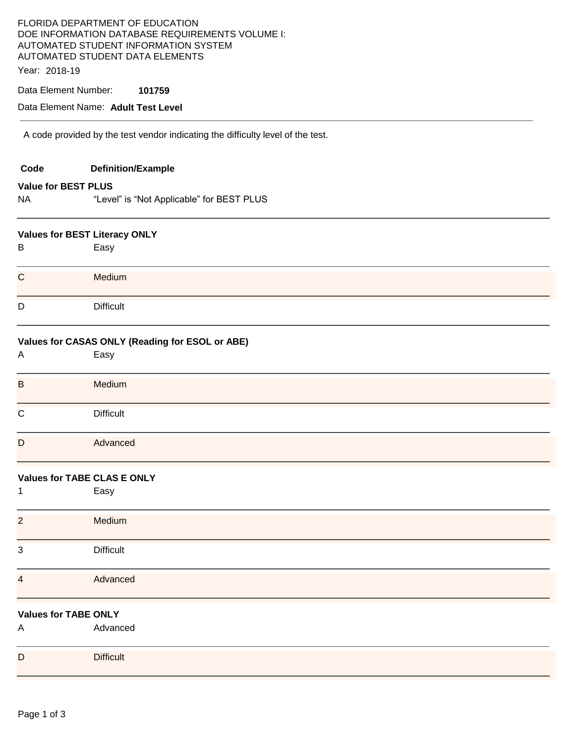FLORIDA DEPARTMENT OF EDUCATION
DOE INFORMATION DATABASE REQUIREMENTS VOLUME I:
AUTOMATED STUDENT INFORMATION SYSTEM
AUTOMATED STUDENT DATA ELEMENTS

Year: 2018-19

Data Element Number: **101759**

Data Element Name: **Adult Test Level**

---

A code provided by the test vendor indicating the difficulty level of the test.

| Code | Definition/Example |
|---|---|
| **Value for BEST PLUS** | |
| NA | "Level" is "Not Applicable" for BEST PLUS |
| **Values for BEST Literacy ONLY** | |
| B | Easy |
| C | Medium |
| D | Difficult |
| **Values for CASAS ONLY (Reading for ESOL or ABE)** | |
| A | Easy |
| B | Medium |
| C | Difficult |
| D | Advanced |
| **Values for TABE CLAS E ONLY** | |
| 1 | Easy |
| 2 | Medium |
| 3 | Difficult |
| 4 | Advanced |
| **Values for TABE ONLY** | |
| A | Advanced |
| D | Difficult |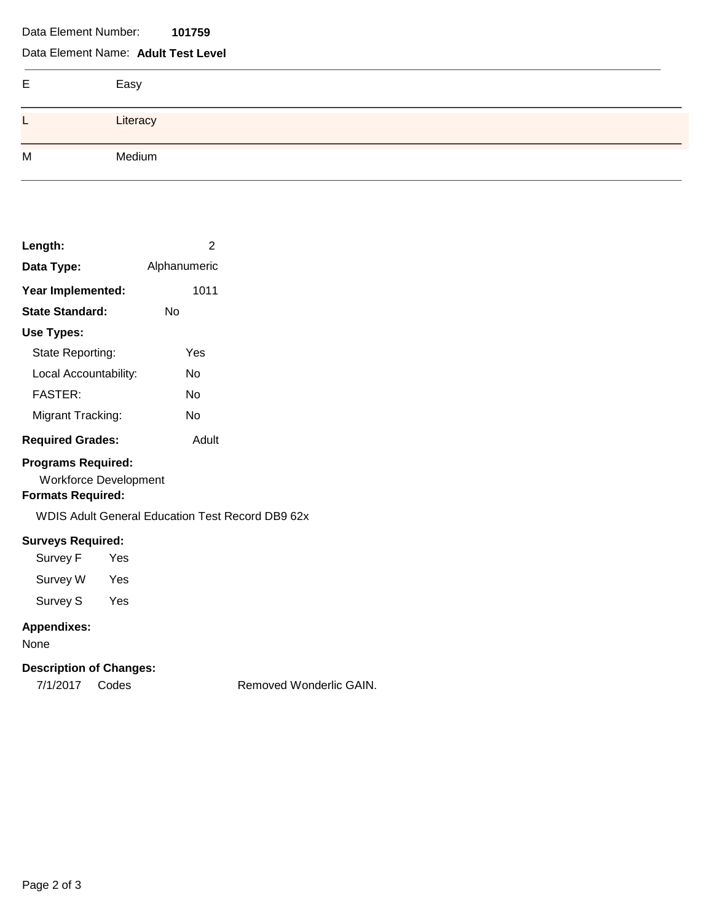Data Element Number: **101759**

Data Element Name: **Adult Test Level**

| | |
|---|---|
| E | Easy |
| L | Literacy |
| M | Medium |

**Length:** 2

**Data Type:** Alphanumeric

**Year Implemented:** 1011

**State Standard:** No

**Use Types:**

State Reporting: Yes

Local Accountability: No

FASTER: No

Migrant Tracking: No

**Required Grades:** Adult

**Programs Required:**

Workforce Development

**Formats Required:**

WDIS Adult General Education Test Record DB9 62x

**Surveys Required:**

Survey F Yes

Survey W Yes

Survey S Yes

**Appendixes:**

None

**Description of Changes:**

| | | |
|---|---|---|
| 7/1/2017 | Codes | Removed Wonderlic GAIN. |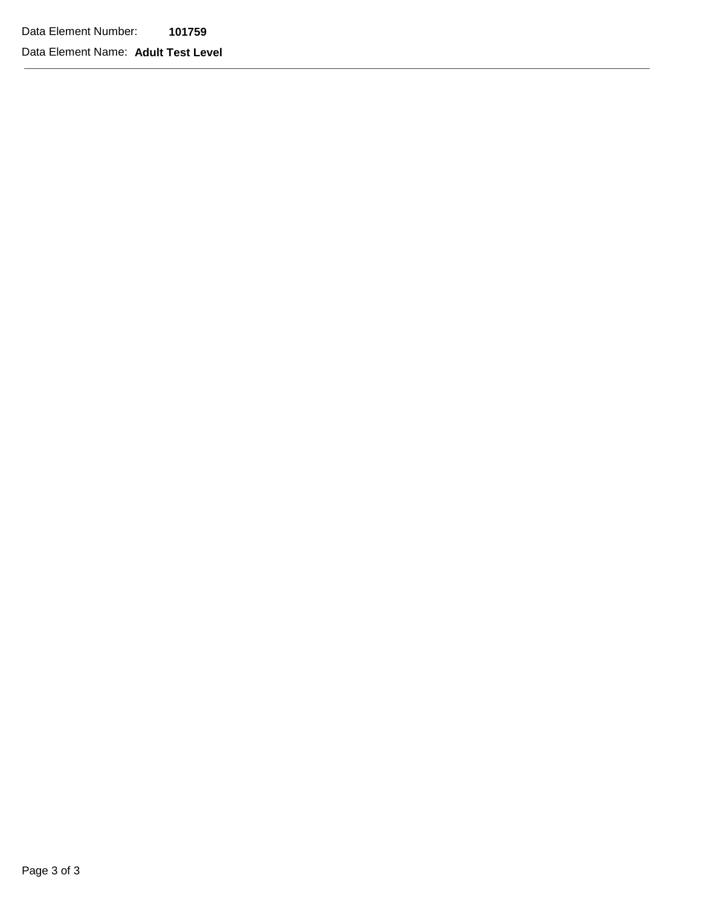Data Element Number: **101759**

Data Element Name: **Adult Test Level**

---